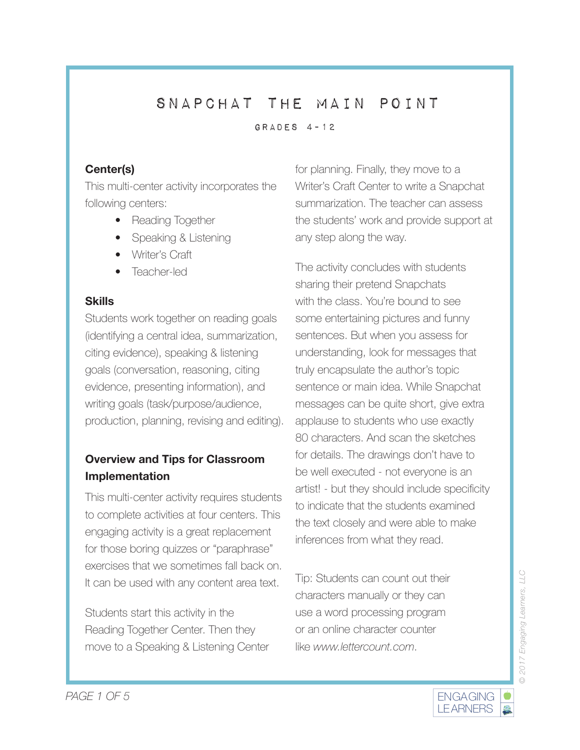# SNAPCHAT THE MAIN POINT

GRADES 4-12

**Center(s)**

This multi-center activity incorporates the following centers:

- Reading Together
- Speaking & Listening
- Writer's Craft
- Teacher-led

**Skills**

Students work together on reading goals (identifying a central idea, summarization, citing evidence), speaking & listening goals (conversation, reasoning, citing evidence, presenting information), and writing goals (task/purpose/audience, production, planning, revising and editing).

**Overview and Tips for Classroom Implementation**

This multi-center activity requires students to complete activities at four centers. This engaging activity is a great replacement for those boring quizzes or "paraphrase" exercises that we sometimes fall back on. It can be used with any content area text.

Students start this activity in the Reading Together Center. Then they move to a Speaking & Listening Center for planning. Finally, they move to a Writer's Craft Center to write a Snapchat summarization. The teacher can assess the students' work and provide support at any step along the way.

The activity concludes with students sharing their pretend Snapchats with the class. You're bound to see some entertaining pictures and funny sentences. But when you assess for understanding, look for messages that truly encapsulate the author's topic sentence or main idea. While Snapchat messages can be quite short, give extra applause to students who use exactly 80 characters. And scan the sketches for details. The drawings don't have to be well executed - not everyone is an artist! - but they should include specificity to indicate that the students examined the text closely and were able to make inferences from what they read.

Tip: Students can count out their characters manually or they can use a word processing program or an online character counter like *www.lettercount.com*.

© 2017 Engaging Learners, LLC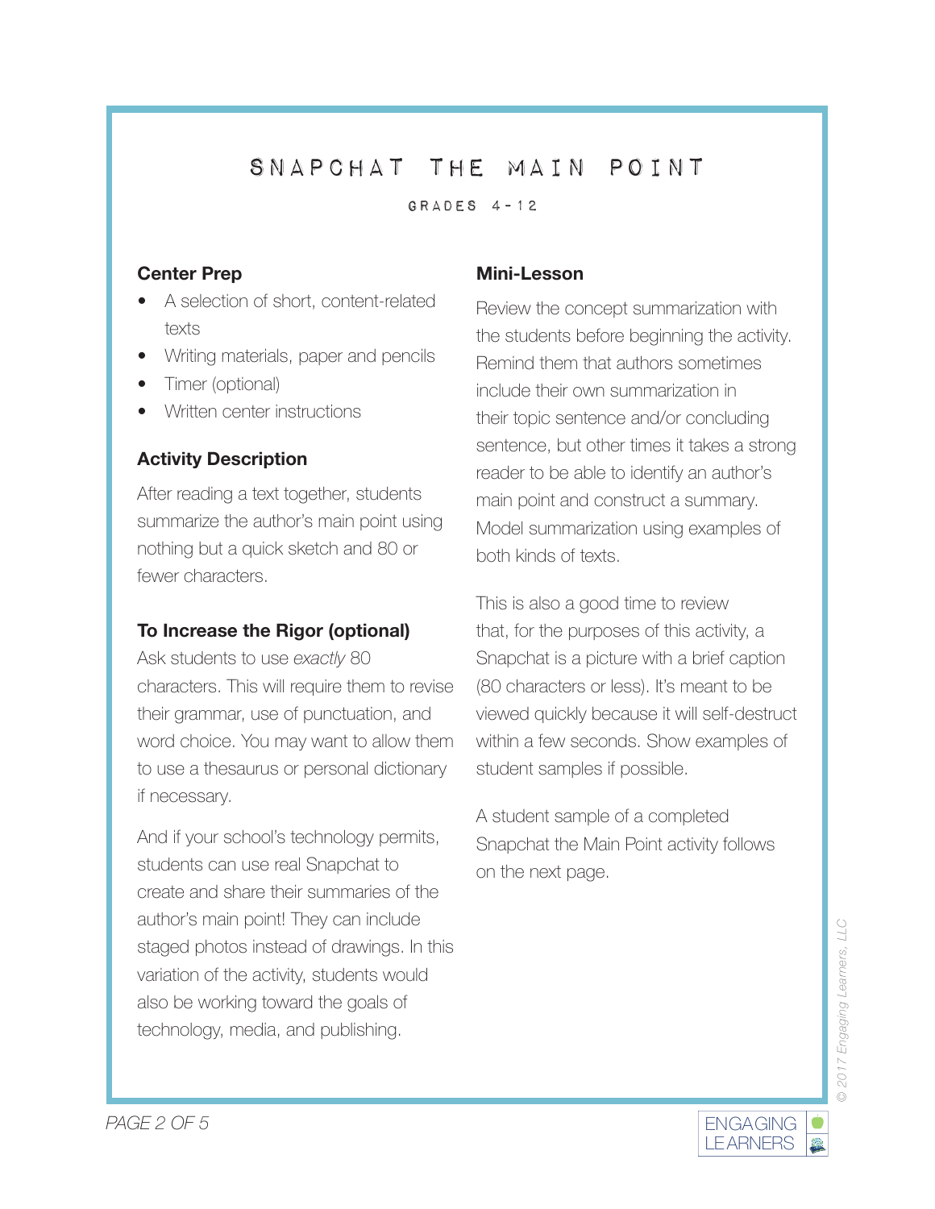# SNAPCHAT THE MAIN POINT

GRADES 4-12

### Center Prep

- A selection of short, content-related texts
- Writing materials, paper and pencils
- Timer (optional)
- Written center instructions

### Activity Description

After reading a text together, students summarize the author's main point using nothing but a quick sketch and 80 or fewer characters.

### To Increase the Rigor (optional)

Ask students to use *exactly* 80 characters. This will require them to revise their grammar, use of punctuation, and word choice. You may want to allow them to use a thesaurus or personal dictionary if necessary.

And if your school's technology permits, students can use real Snapchat to create and share their summaries of the author's main point! They can include staged photos instead of drawings. In this variation of the activity, students would also be working toward the goals of technology, media, and publishing.

### Mini-Lesson

Review the concept summarization with the students before beginning the activity. Remind them that authors sometimes include their own summarization in their topic sentence and/or concluding sentence, but other times it takes a strong reader to be able to identify an author's main point and construct a summary. Model summarization using examples of both kinds of texts.

This is also a good time to review that, for the purposes of this activity, a Snapchat is a picture with a brief caption (80 characters or less). It's meant to be viewed quickly because it will self-destruct within a few seconds. Show examples of student samples if possible.

A student sample of a completed Snapchat the Main Point activity follows on the next page.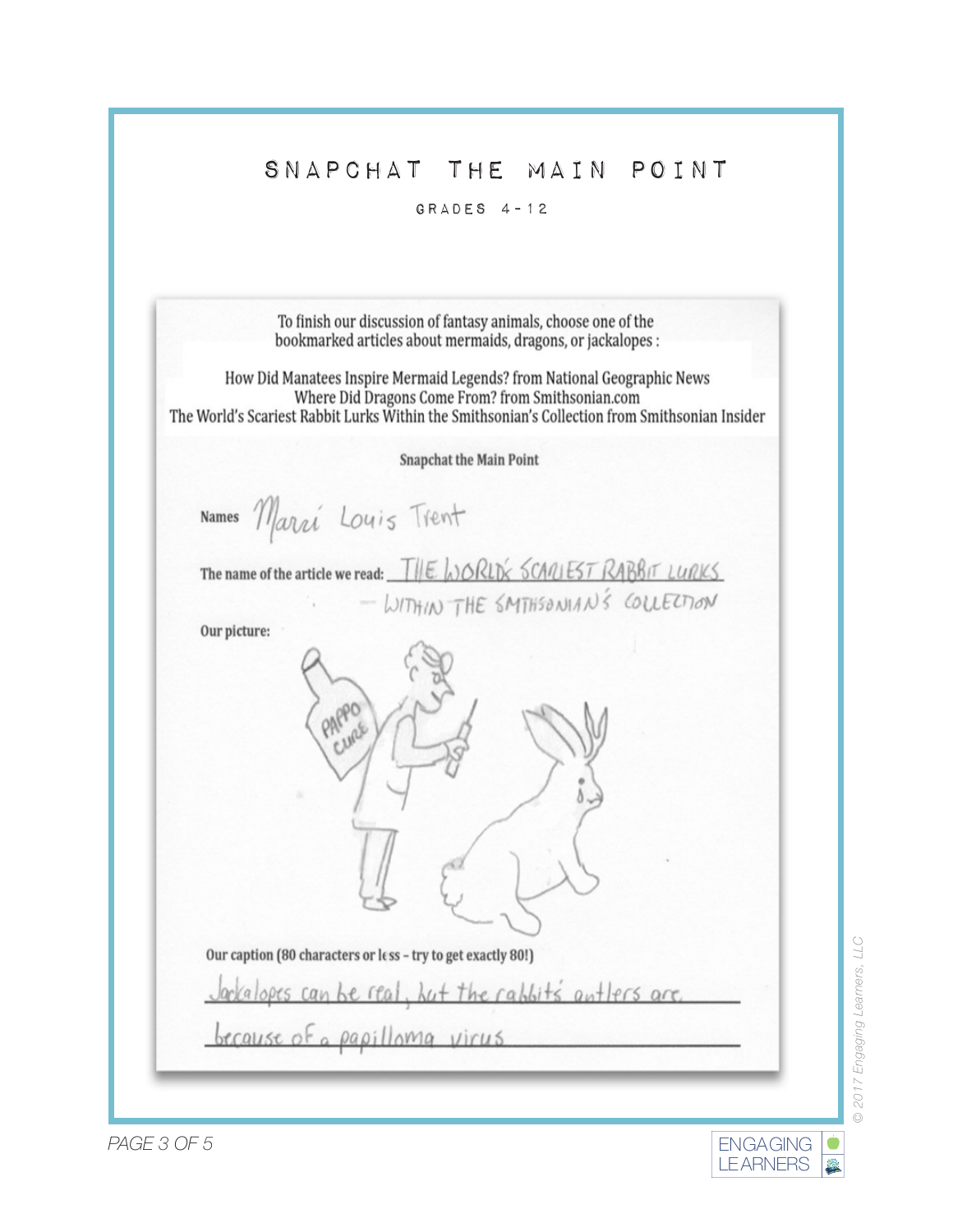# SNAPCHAT THE MAIN POINT

GRADES 4-12

To finish our discussion of fantasy animals, choose one of the bookmarked articles about mermaids, dragons, or jackalopes :

How Did Manatees Inspire Mermaid Legends? from National Geographic News
Where Did Dragons Come From? from Smithsonian.com
The World's Scariest Rabbit Lurks Within the Smithsonian's Collection from Smithsonian Insider

**Snapchat the Main Point**

**Names** Marri Louis Trent

**The name of the article we read:** THE WORLD'S SCARIEST RABBIT LURKS - WITHIN THE SMITHSONIAN'S COLLECTION

**Our picture:**

**Our caption (80 characters or less – try to get exactly 80!)**

Jackalopes can be real, but the rabbits' antlers are because of a papilloma virus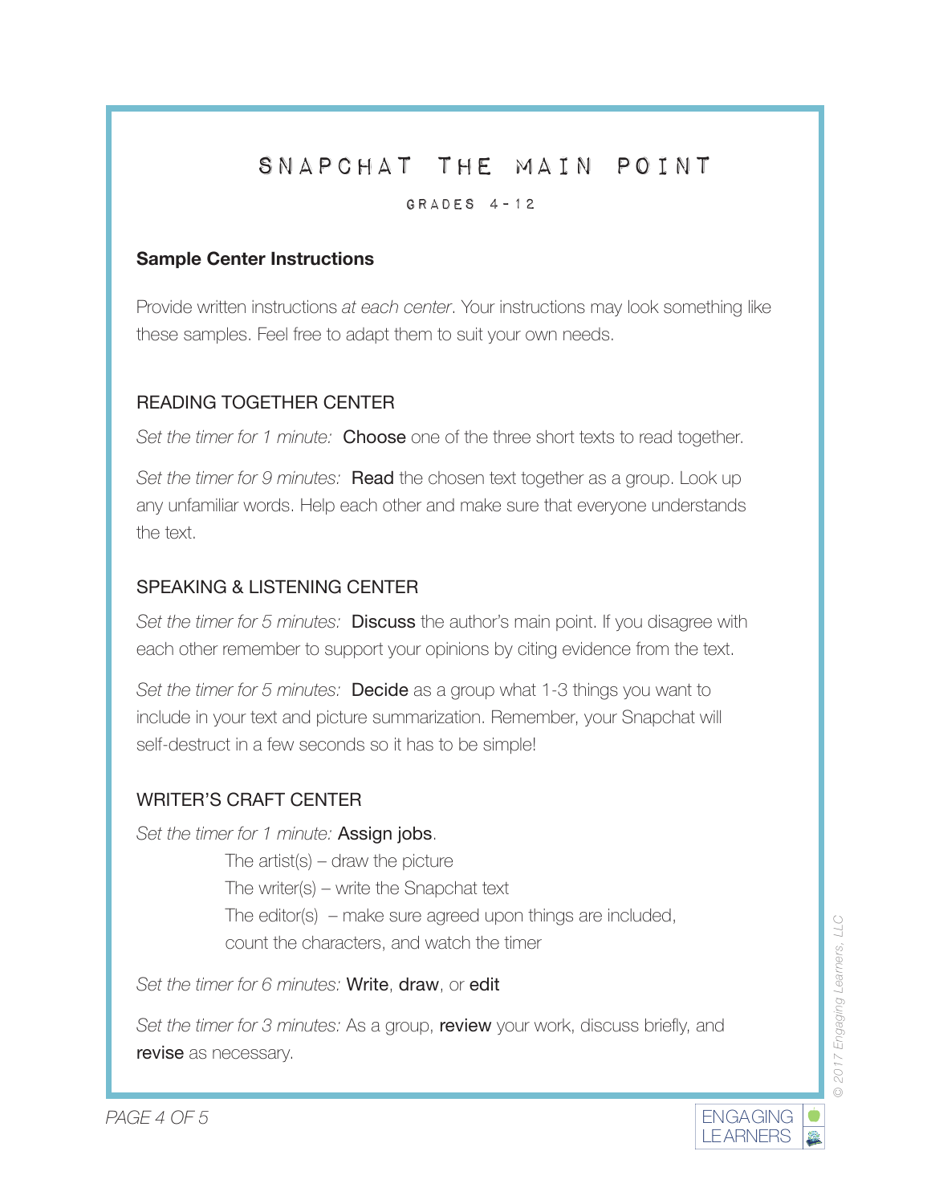# SNAPCHAT THE MAIN POINT

GRADES 4-12

**Sample Center Instructions**

Provide written instructions *at each center*. Your instructions may look something like these samples. Feel free to adapt them to suit your own needs.

## READING TOGETHER CENTER

*Set the timer for 1 minute:* Choose one of the three short texts to read together.

*Set the timer for 9 minutes:* Read the chosen text together as a group. Look up any unfamiliar words. Help each other and make sure that everyone understands the text.

## SPEAKING & LISTENING CENTER

*Set the timer for 5 minutes:* Discuss the author's main point. If you disagree with each other remember to support your opinions by citing evidence from the text.

*Set the timer for 5 minutes:* Decide as a group what 1-3 things you want to include in your text and picture summarization. Remember, your Snapchat will self-destruct in a few seconds so it has to be simple!

## WRITER'S CRAFT CENTER

*Set the timer for 1 minute:* Assign jobs.

- The artist(s) – draw the picture
- The writer(s) – write the Snapchat text
- The editor(s) – make sure agreed upon things are included, count the characters, and watch the timer

*Set the timer for 6 minutes:* Write, draw, or edit

*Set the timer for 3 minutes:* As a group, review your work, discuss briefly, and revise as necessary.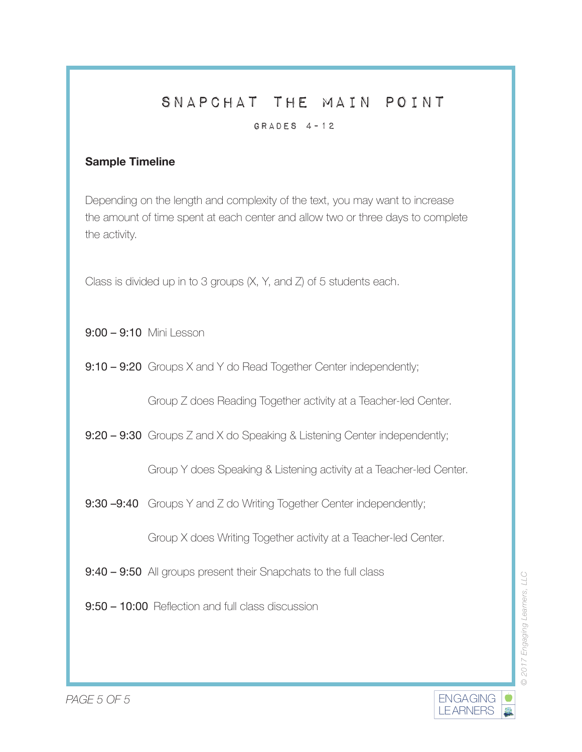# SNAPCHAT THE MAIN POINT

GRADES 4-12

**Sample Timeline**

Depending on the length and complexity of the text, you may want to increase the amount of time spent at each center and allow two or three days to complete the activity.

Class is divided up in to 3 groups (X, Y, and Z) of 5 students each.

9:00 – 9:10 Mini Lesson

9:10 – 9:20 Groups X and Y do Read Together Center independently;

Group Z does Reading Together activity at a Teacher-led Center.

9:20 – 9:30 Groups Z and X do Speaking & Listening Center independently;

Group Y does Speaking & Listening activity at a Teacher-led Center.

9:30 –9:40 Groups Y and Z do Writing Together Center independently;

Group X does Writing Together activity at a Teacher-led Center.

9:40 – 9:50 All groups present their Snapchats to the full class

9:50 – 10:00 Reflection and full class discussion

© 2017 Engaging Learners, LLC